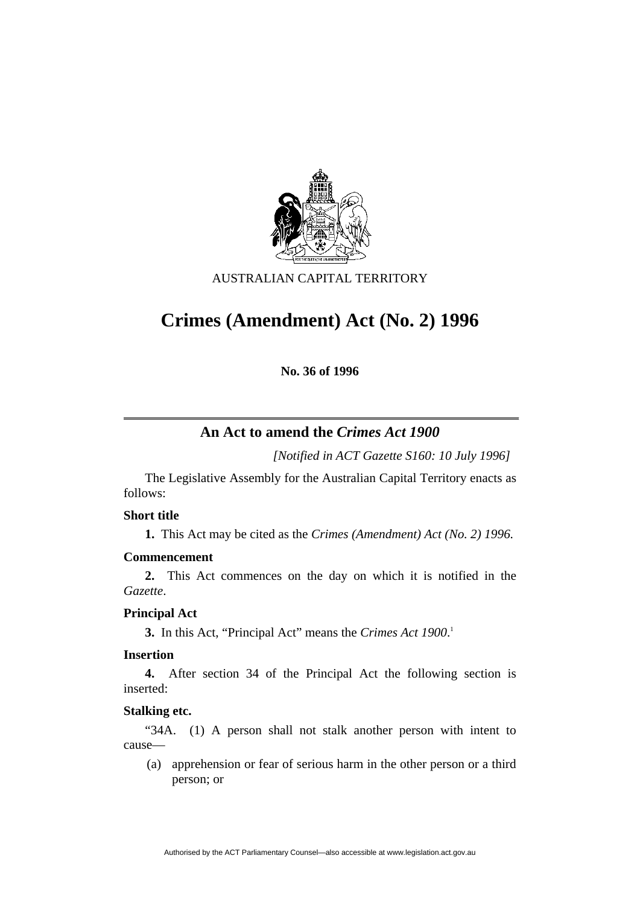AUSTRALIAN CAPITAL TERRITORY

# Crimes (Amendment) Act (No. 2) 1996

**No. 36 of 1996**

## An Act to amend the *Crimes Act 1900*

*[Notified in ACT Gazette S160: 10 July 1996]*

The Legislative Assembly for the Australian Capital Territory enacts as follows:

**Short title**

**1.** This Act may be cited as the *Crimes (Amendment) Act (No. 2) 1996.*

**Commencement**

**2.** This Act commences on the day on which it is notified in the *Gazette*.

**Principal Act**

**3.** In this Act, "Principal Act" means the *Crimes Act 1900*.[1]

**Insertion**

**4.** After section 34 of the Principal Act the following section is inserted:

**Stalking etc.**

"34A. (1) A person shall not stalk another person with intent to cause—

(a) apprehension or fear of serious harm in the other person or a third person; or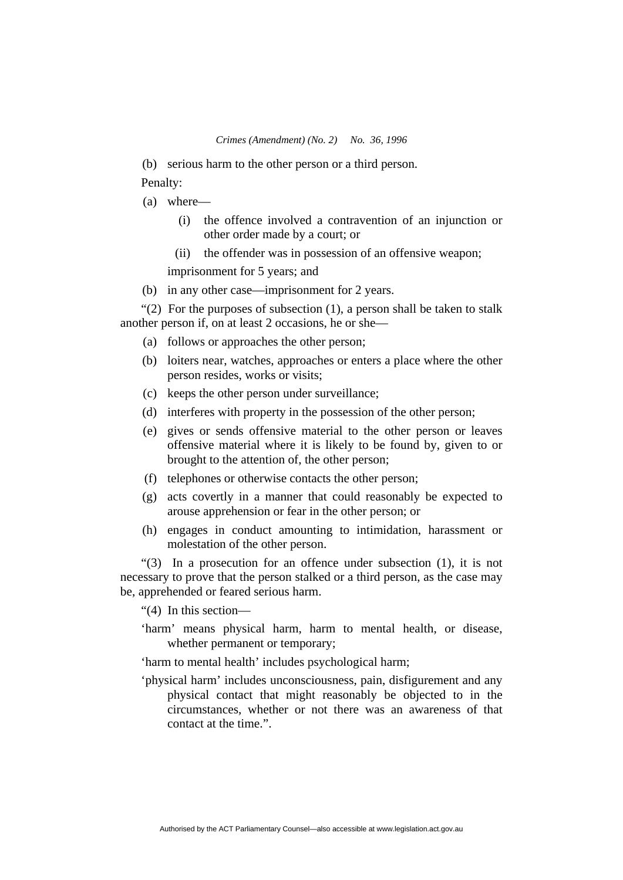(b) serious harm to the other person or a third person.

Penalty:

(a) where—

(i) the offence involved a contravention of an injunction or other order made by a court; or

(ii) the offender was in possession of an offensive weapon;

imprisonment for 5 years; and

(b) in any other case—imprisonment for 2 years.

"(2) For the purposes of subsection (1), a person shall be taken to stalk another person if, on at least 2 occasions, he or she—

(a) follows or approaches the other person;

(b) loiters near, watches, approaches or enters a place where the other person resides, works or visits;

(c) keeps the other person under surveillance;

(d) interferes with property in the possession of the other person;

(e) gives or sends offensive material to the other person or leaves offensive material where it is likely to be found by, given to or brought to the attention of, the other person;

(f) telephones or otherwise contacts the other person;

(g) acts covertly in a manner that could reasonably be expected to arouse apprehension or fear in the other person; or

(h) engages in conduct amounting to intimidation, harassment or molestation of the other person.

"(3) In a prosecution for an offence under subsection (1), it is not necessary to prove that the person stalked or a third person, as the case may be, apprehended or feared serious harm.

"(4) In this section—

'harm' means physical harm, harm to mental health, or disease, whether permanent or temporary;

'harm to mental health' includes psychological harm;

'physical harm' includes unconsciousness, pain, disfigurement and any physical contact that might reasonably be objected to in the circumstances, whether or not there was an awareness of that contact at the time.".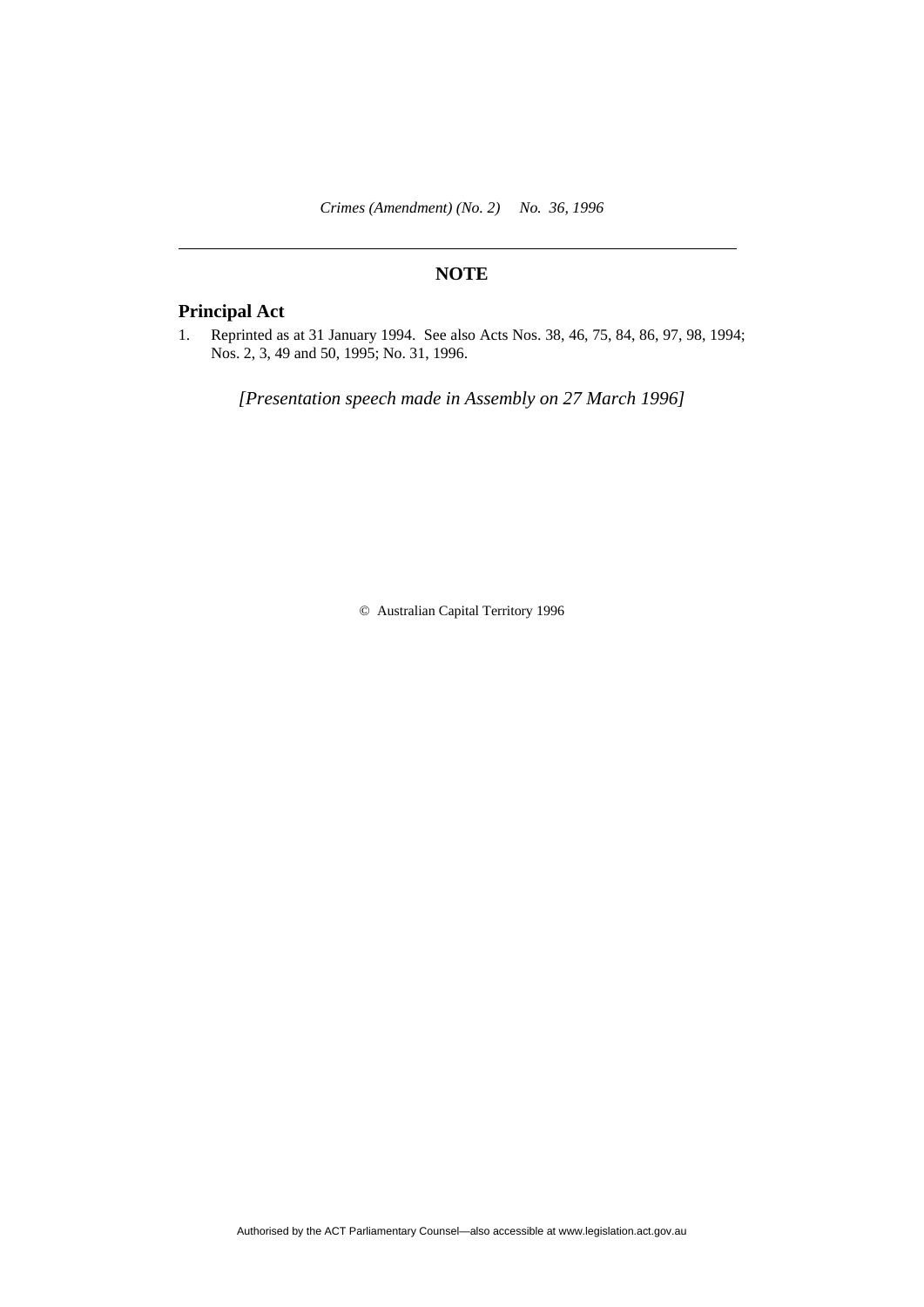## NOTE

### Principal Act

1. Reprinted as at 31 January 1994. See also Acts Nos. 38, 46, 75, 84, 86, 97, 98, 1994; Nos. 2, 3, 49 and 50, 1995; No. 31, 1996.

*[Presentation speech made in Assembly on 27 March 1996]*

© Australian Capital Territory 1996